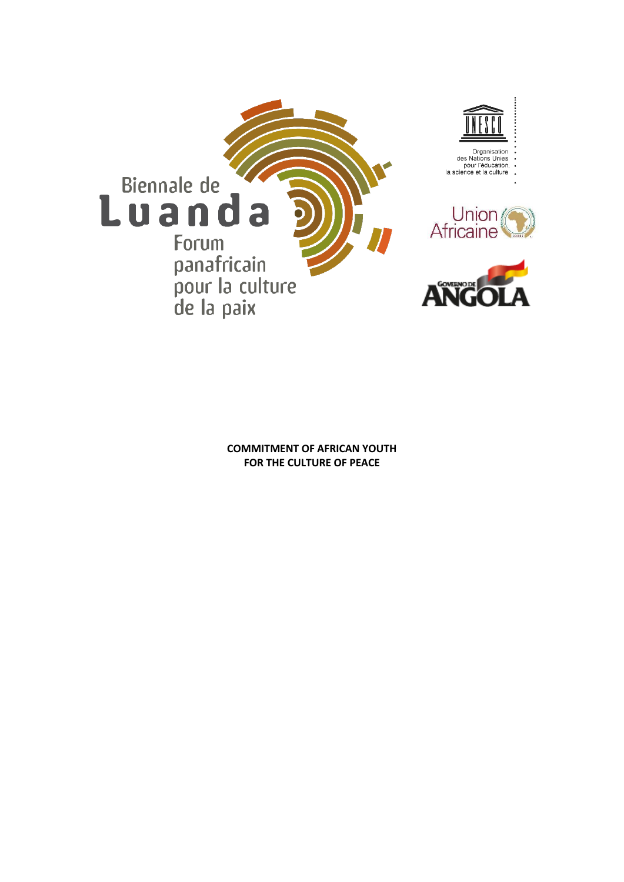Biennale de Luanda

Forum panafricain pour la culture de la paix

Organisation des Nations Unies pour l'éducation, la science et la culture

Union Africaine

Governo de Angola

**COMMITMENT OF AFRICAN YOUTH FOR THE CULTURE OF PEACE**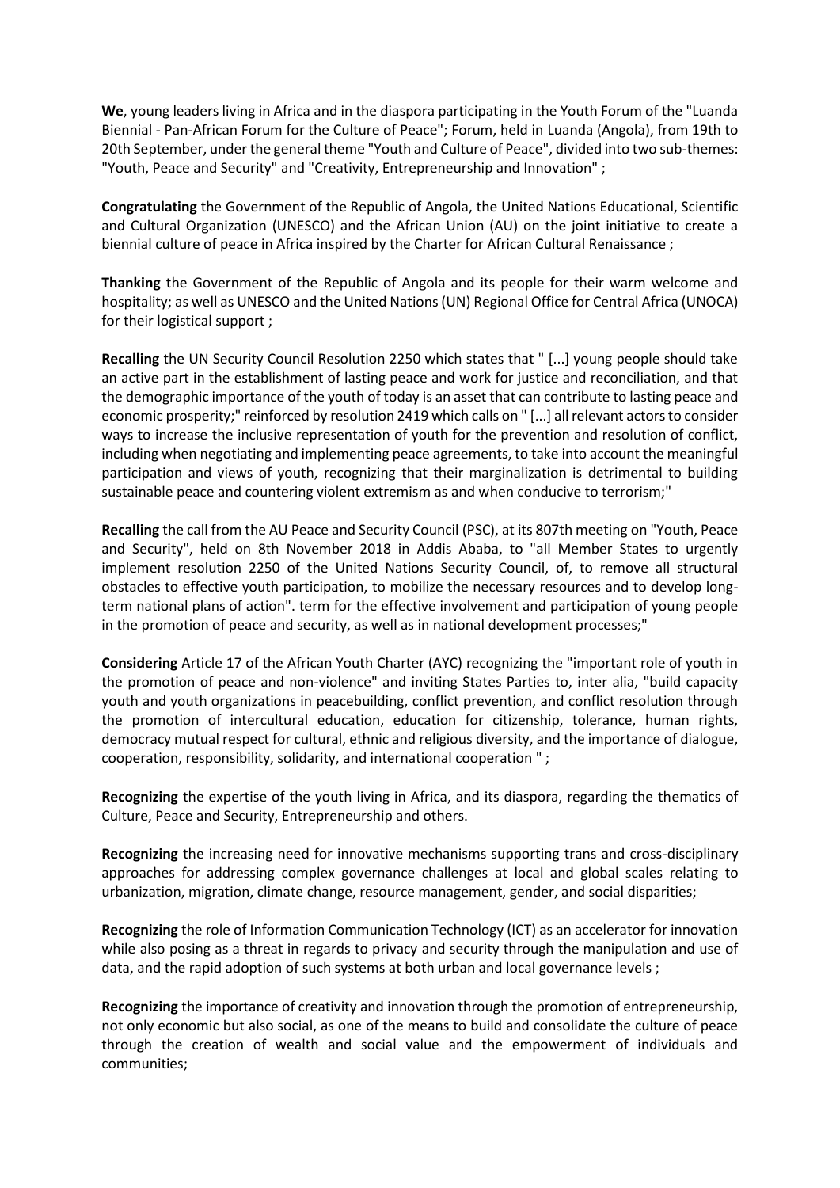**We**, young leaders living in Africa and in the diaspora participating in the Youth Forum of the "Luanda Biennial - Pan-African Forum for the Culture of Peace"; Forum, held in Luanda (Angola), from 19th to 20th September, under the general theme "Youth and Culture of Peace", divided into two sub-themes: "Youth, Peace and Security" and "Creativity, Entrepreneurship and Innovation" ;

**Congratulating** the Government of the Republic of Angola, the United Nations Educational, Scientific and Cultural Organization (UNESCO) and the African Union (AU) on the joint initiative to create a biennial culture of peace in Africa inspired by the Charter for African Cultural Renaissance ;

**Thanking** the Government of the Republic of Angola and its people for their warm welcome and hospitality; as well as UNESCO and the United Nations (UN) Regional Office for Central Africa (UNOCA) for their logistical support ;

**Recalling** the UN Security Council Resolution 2250 which states that " [...] young people should take an active part in the establishment of lasting peace and work for justice and reconciliation, and that the demographic importance of the youth of today is an asset that can contribute to lasting peace and economic prosperity;" reinforced by resolution 2419 which calls on " [...] all relevant actors to consider ways to increase the inclusive representation of youth for the prevention and resolution of conflict, including when negotiating and implementing peace agreements, to take into account the meaningful participation and views of youth, recognizing that their marginalization is detrimental to building sustainable peace and countering violent extremism as and when conducive to terrorism;"

**Recalling** the call from the AU Peace and Security Council (PSC), at its 807th meeting on "Youth, Peace and Security", held on 8th November 2018 in Addis Ababa, to "all Member States to urgently implement resolution 2250 of the United Nations Security Council, of, to remove all structural obstacles to effective youth participation, to mobilize the necessary resources and to develop long-term national plans of action". term for the effective involvement and participation of young people in the promotion of peace and security, as well as in national development processes;"

**Considering** Article 17 of the African Youth Charter (AYC) recognizing the "important role of youth in the promotion of peace and non-violence" and inviting States Parties to, inter alia, "build capacity youth and youth organizations in peacebuilding, conflict prevention, and conflict resolution through the promotion of intercultural education, education for citizenship, tolerance, human rights, democracy mutual respect for cultural, ethnic and religious diversity, and the importance of dialogue, cooperation, responsibility, solidarity, and international cooperation " ;

**Recognizing** the expertise of the youth living in Africa, and its diaspora, regarding the thematics of Culture, Peace and Security, Entrepreneurship and others.

**Recognizing** the increasing need for innovative mechanisms supporting trans and cross-disciplinary approaches for addressing complex governance challenges at local and global scales relating to urbanization, migration, climate change, resource management, gender, and social disparities;

**Recognizing** the role of Information Communication Technology (ICT) as an accelerator for innovation while also posing as a threat in regards to privacy and security through the manipulation and use of data, and the rapid adoption of such systems at both urban and local governance levels ;

**Recognizing** the importance of creativity and innovation through the promotion of entrepreneurship, not only economic but also social, as one of the means to build and consolidate the culture of peace through the creation of wealth and social value and the empowerment of individuals and communities;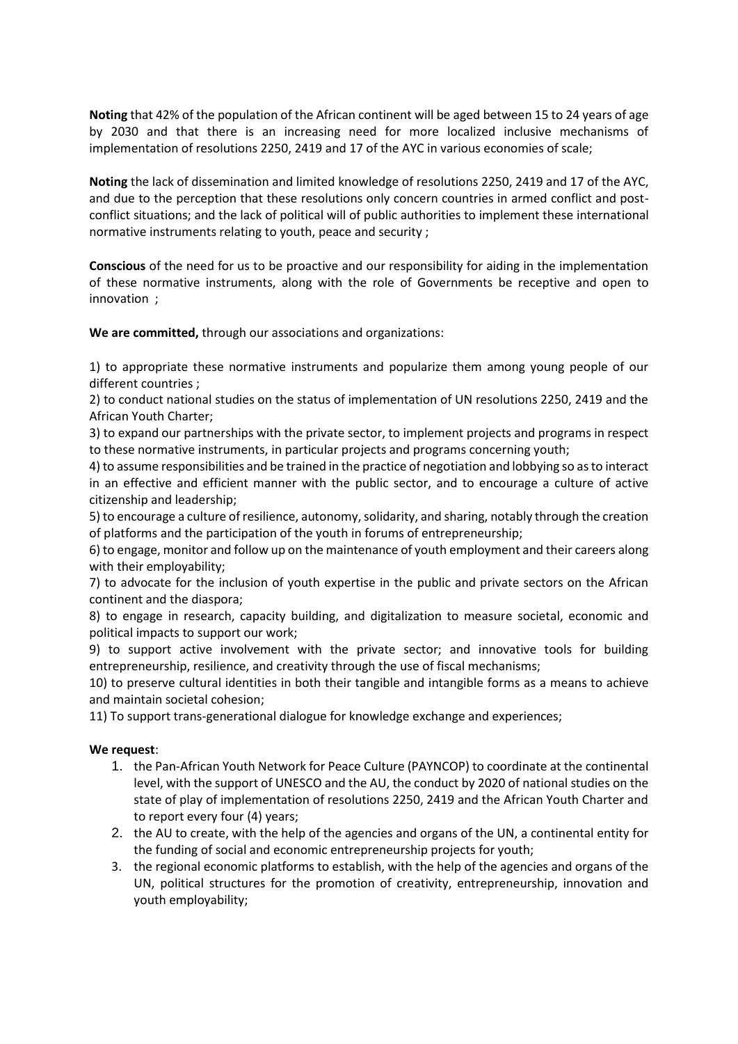**Noting** that 42% of the population of the African continent will be aged between 15 to 24 years of age by 2030 and that there is an increasing need for more localized inclusive mechanisms of implementation of resolutions 2250, 2419 and 17 of the AYC in various economies of scale;

**Noting** the lack of dissemination and limited knowledge of resolutions 2250, 2419 and 17 of the AYC, and due to the perception that these resolutions only concern countries in armed conflict and post-conflict situations; and the lack of political will of public authorities to implement these international normative instruments relating to youth, peace and security ;

**Conscious** of the need for us to be proactive and our responsibility for aiding in the implementation of these normative instruments, along with the role of Governments be receptive and open to innovation ;

**We are committed,** through our associations and organizations:

1) to appropriate these normative instruments and popularize them among young people of our different countries ;
2) to conduct national studies on the status of implementation of UN resolutions 2250, 2419 and the African Youth Charter;
3) to expand our partnerships with the private sector, to implement projects and programs in respect to these normative instruments, in particular projects and programs concerning youth;
4) to assume responsibilities and be trained in the practice of negotiation and lobbying so as to interact in an effective and efficient manner with the public sector, and to encourage a culture of active citizenship and leadership;
5) to encourage a culture of resilience, autonomy, solidarity, and sharing, notably through the creation of platforms and the participation of the youth in forums of entrepreneurship;
6) to engage, monitor and follow up on the maintenance of youth employment and their careers along with their employability;
7) to advocate for the inclusion of youth expertise in the public and private sectors on the African continent and the diaspora;
8) to engage in research, capacity building, and digitalization to measure societal, economic and political impacts to support our work;
9) to support active involvement with the private sector; and innovative tools for building entrepreneurship, resilience, and creativity through the use of fiscal mechanisms;
10) to preserve cultural identities in both their tangible and intangible forms as a means to achieve and maintain societal cohesion;
11) To support trans-generational dialogue for knowledge exchange and experiences;

**We request**:

1. the Pan-African Youth Network for Peace Culture (PAYNCOP) to coordinate at the continental level, with the support of UNESCO and the AU, the conduct by 2020 of national studies on the state of play of implementation of resolutions 2250, 2419 and the African Youth Charter and to report every four (4) years;
2. the AU to create, with the help of the agencies and organs of the UN, a continental entity for the funding of social and economic entrepreneurship projects for youth;
3. the regional economic platforms to establish, with the help of the agencies and organs of the UN, political structures for the promotion of creativity, entrepreneurship, innovation and youth employability;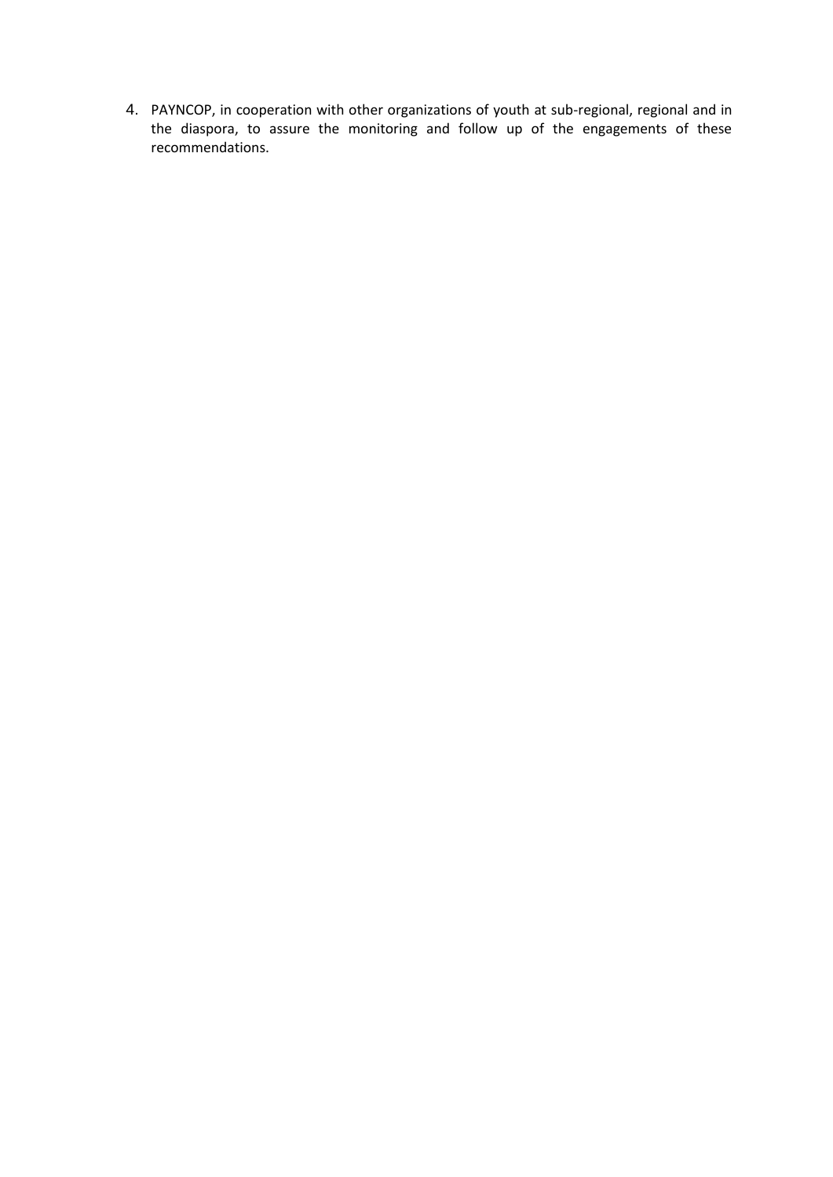4. PAYNCOP, in cooperation with other organizations of youth at sub-regional, regional and in the diaspora, to assure the monitoring and follow up of the engagements of these recommendations.